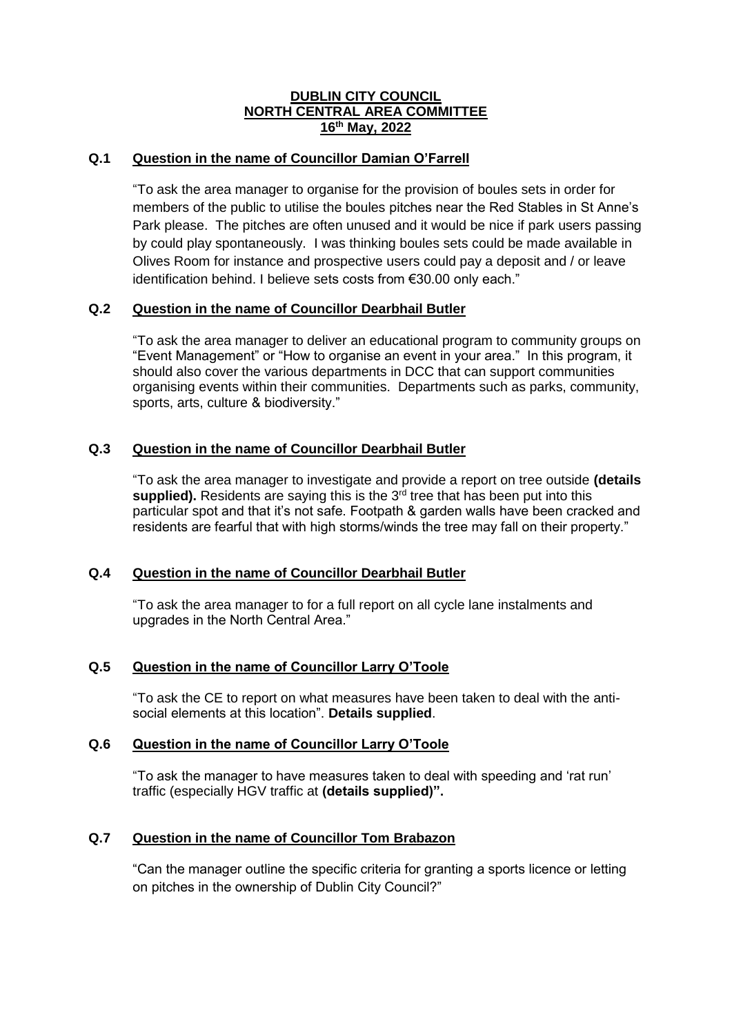**DUBLIN CITY COUNCIL**
**NORTH CENTRAL AREA COMMITTEE**
**16th May, 2022**

**Q.1 Question in the name of Councillor Damian O'Farrell**

"To ask the area manager to organise for the provision of boules sets in order for members of the public to utilise the boules pitches near the Red Stables in St Anne's Park please. The pitches are often unused and it would be nice if park users passing by could play spontaneously. I was thinking boules sets could be made available in Olives Room for instance and prospective users could pay a deposit and / or leave identification behind. I believe sets costs from €30.00 only each."

**Q.2 Question in the name of Councillor Dearbhail Butler**

"To ask the area manager to deliver an educational program to community groups on "Event Management" or "How to organise an event in your area." In this program, it should also cover the various departments in DCC that can support communities organising events within their communities. Departments such as parks, community, sports, arts, culture & biodiversity."

**Q.3 Question in the name of Councillor Dearbhail Butler**

"To ask the area manager to investigate and provide a report on tree outside **(details supplied).** Residents are saying this is the 3rd tree that has been put into this particular spot and that it's not safe. Footpath & garden walls have been cracked and residents are fearful that with high storms/winds the tree may fall on their property."

**Q.4 Question in the name of Councillor Dearbhail Butler**

"To ask the area manager to for a full report on all cycle lane instalments and upgrades in the North Central Area."

**Q.5 Question in the name of Councillor Larry O'Toole**

"To ask the CE to report on what measures have been taken to deal with the anti-social elements at this location". **Details supplied**.

**Q.6 Question in the name of Councillor Larry O'Toole**

"To ask the manager to have measures taken to deal with speeding and 'rat run' traffic (especially HGV traffic at **(details supplied)".**

**Q.7 Question in the name of Councillor Tom Brabazon**

"Can the manager outline the specific criteria for granting a sports licence or letting on pitches in the ownership of Dublin City Council?"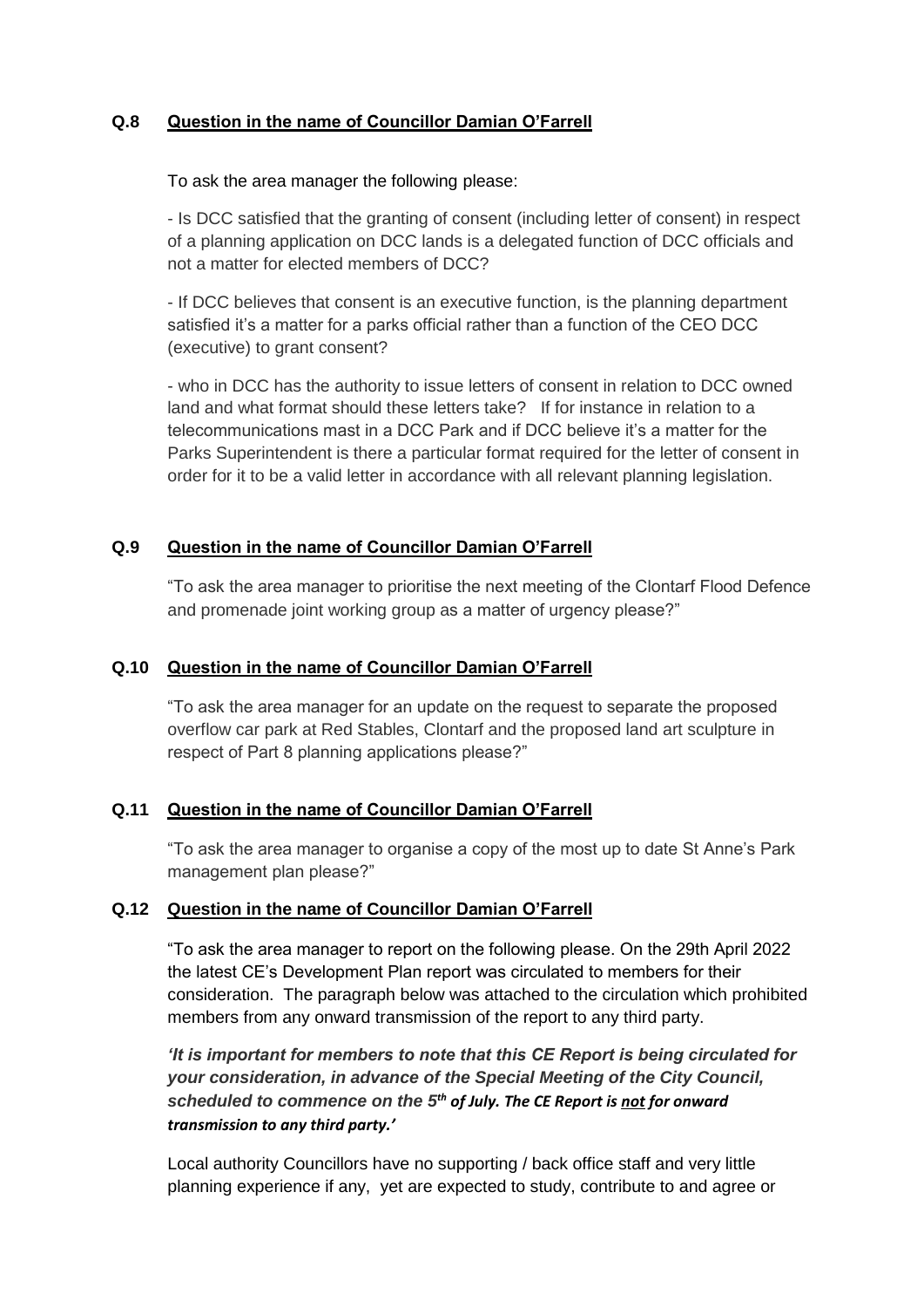**Q.8 Question in the name of Councillor Damian O'Farrell**

To ask the area manager the following please:

- Is DCC satisfied that the granting of consent (including letter of consent) in respect of a planning application on DCC lands is a delegated function of DCC officials and not a matter for elected members of DCC?

- If DCC believes that consent is an executive function, is the planning department satisfied it's a matter for a parks official rather than a function of the CEO DCC (executive) to grant consent?

- who in DCC has the authority to issue letters of consent in relation to DCC owned land and what format should these letters take? If for instance in relation to a telecommunications mast in a DCC Park and if DCC believe it's a matter for the Parks Superintendent is there a particular format required for the letter of consent in order for it to be a valid letter in accordance with all relevant planning legislation.

**Q.9 Question in the name of Councillor Damian O'Farrell**

"To ask the area manager to prioritise the next meeting of the Clontarf Flood Defence and promenade joint working group as a matter of urgency please?"

**Q.10 Question in the name of Councillor Damian O'Farrell**

"To ask the area manager for an update on the request to separate the proposed overflow car park at Red Stables, Clontarf and the proposed land art sculpture in respect of Part 8 planning applications please?"

**Q.11 Question in the name of Councillor Damian O'Farrell**

"To ask the area manager to organise a copy of the most up to date St Anne's Park management plan please?"

**Q.12 Question in the name of Councillor Damian O'Farrell**

"To ask the area manager to report on the following please. On the 29th April 2022 the latest CE's Development Plan report was circulated to members for their consideration. The paragraph below was attached to the circulation which prohibited members from any onward transmission of the report to any third party.

***'It is important for members to note that this CE Report is being circulated for your consideration, in advance of the Special Meeting of the City Council, scheduled to commence on the 5th of July. The CE Report is not for onward transmission to any third party.'***

Local authority Councillors have no supporting / back office staff and very little planning experience if any, yet are expected to study, contribute to and agree or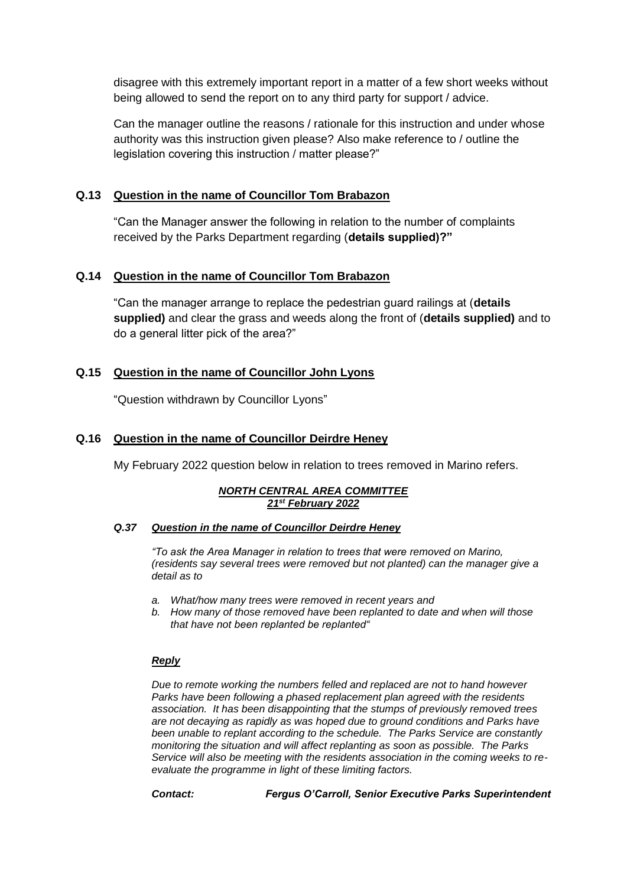disagree with this extremely important report in a matter of a few short weeks without being allowed to send the report on to any third party for support / advice.

Can the manager outline the reasons / rationale for this instruction and under whose authority was this instruction given please? Also make reference to / outline the legislation covering this instruction / matter please?"

### Q.13 Question in the name of Councillor Tom Brabazon

"Can the Manager answer the following in relation to the number of complaints received by the Parks Department regarding (**details supplied)?"**

### Q.14 Question in the name of Councillor Tom Brabazon

"Can the manager arrange to replace the pedestrian guard railings at (**details supplied)** and clear the grass and weeds along the front of (**details supplied)** and to do a general litter pick of the area?"

### Q.15 Question in the name of Councillor John Lyons

"Question withdrawn by Councillor Lyons"

### Q.16 Question in the name of Councillor Deirdre Heney

My February 2022 question below in relation to trees removed in Marino refers.

***NORTH CENTRAL AREA COMMITTEE***
***21st February 2022***

#### *Q.37 Question in the name of Councillor Deirdre Heney*

*"To ask the Area Manager in relation to trees that were removed on Marino, (residents say several trees were removed but not planted) can the manager give a detail as to*

*a. What/how many trees were removed in recent years and*
*b. How many of those removed have been replanted to date and when will those that have not been replanted be replanted"*

***Reply***

*Due to remote working the numbers felled and replaced are not to hand however Parks have been following a phased replacement plan agreed with the residents association. It has been disappointing that the stumps of previously removed trees are not decaying as rapidly as was hoped due to ground conditions and Parks have been unable to replant according to the schedule. The Parks Service are constantly monitoring the situation and will affect replanting as soon as possible. The Parks Service will also be meeting with the residents association in the coming weeks to re-evaluate the programme in light of these limiting factors.*

***Contact: Fergus O'Carroll, Senior Executive Parks Superintendent***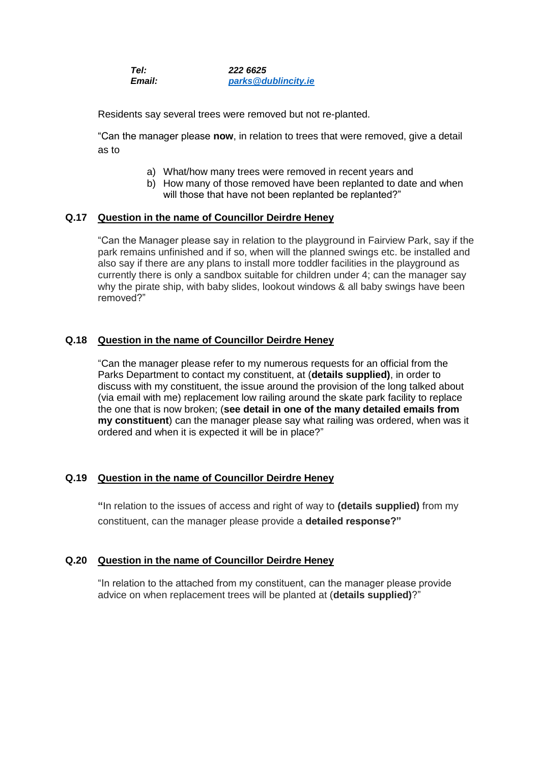***Tel:*** ***222 6625***
***Email:*** ***parks@dublincity.ie***

Residents say several trees were removed but not re-planted.

"Can the manager please **now**, in relation to trees that were removed, give a detail as to

a) What/how many trees were removed in recent years and
b) How many of those removed have been replanted to date and when will those that have not been replanted be replanted?"

**Q.17 Question in the name of Councillor Deirdre Heney**

"Can the Manager please say in relation to the playground in Fairview Park, say if the park remains unfinished and if so, when will the planned swings etc. be installed and also say if there are any plans to install more toddler facilities in the playground as currently there is only a sandbox suitable for children under 4; can the manager say why the pirate ship, with baby slides, lookout windows & all baby swings have been removed?"

**Q.18 Question in the name of Councillor Deirdre Heney**

"Can the manager please refer to my numerous requests for an official from the Parks Department to contact my constituent, at (**details supplied)**, in order to discuss with my constituent, the issue around the provision of the long talked about (via email with me) replacement low railing around the skate park facility to replace the one that is now broken; (**see detail in one of the many detailed emails from my constituent**) can the manager please say what railing was ordered, when was it ordered and when it is expected it will be in place?"

**Q.19 Question in the name of Councillor Deirdre Heney**

**"**In relation to the issues of access and right of way to **(details supplied)** from my constituent, can the manager please provide a **detailed response?"**

**Q.20 Question in the name of Councillor Deirdre Heney**

"In relation to the attached from my constituent, can the manager please provide advice on when replacement trees will be planted at (**details supplied)**?"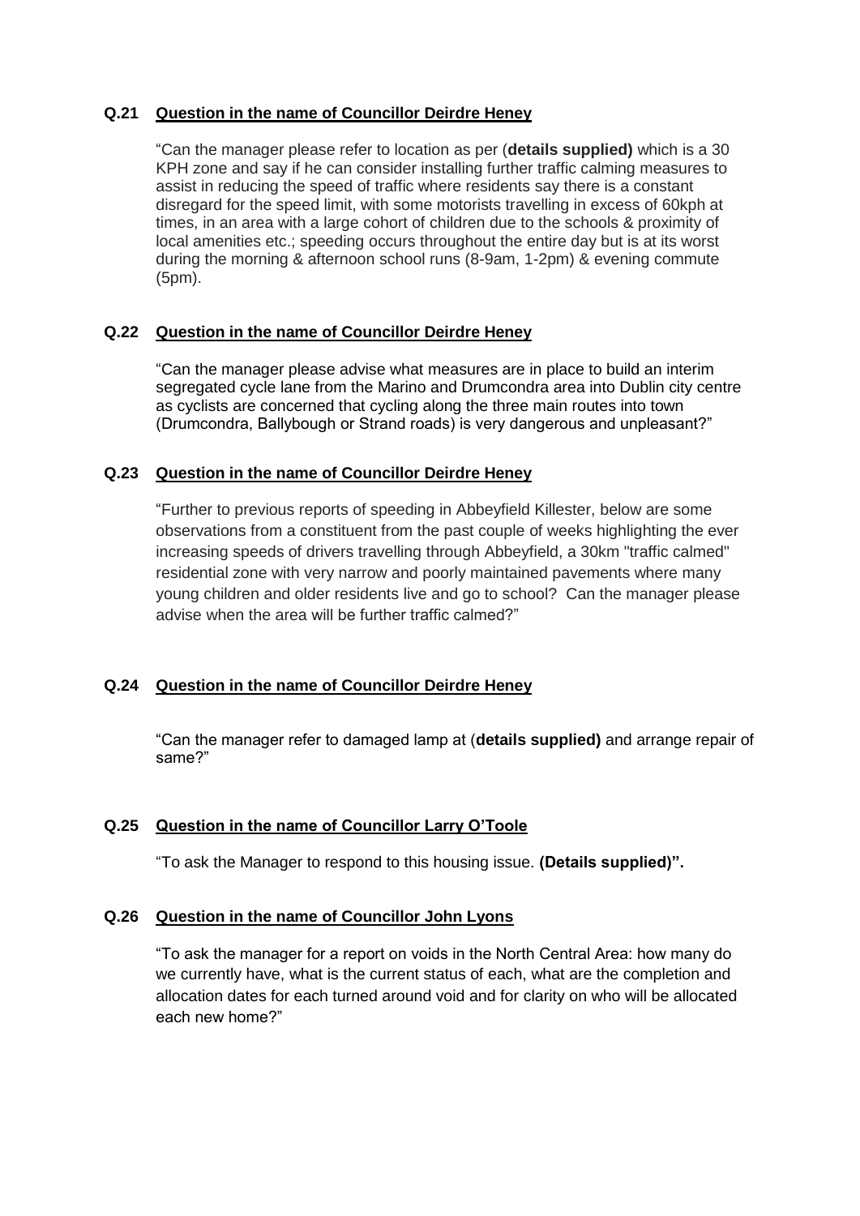**Q.21 Question in the name of Councillor Deirdre Heney**

"Can the manager please refer to location as per (**details supplied)** which is a 30 KPH zone and say if he can consider installing further traffic calming measures to assist in reducing the speed of traffic where residents say there is a constant disregard for the speed limit, with some motorists travelling in excess of 60kph at times, in an area with a large cohort of children due to the schools & proximity of local amenities etc.; speeding occurs throughout the entire day but is at its worst during the morning & afternoon school runs (8-9am, 1-2pm) & evening commute (5pm).

**Q.22 Question in the name of Councillor Deirdre Heney**

"Can the manager please advise what measures are in place to build an interim segregated cycle lane from the Marino and Drumcondra area into Dublin city centre as cyclists are concerned that cycling along the three main routes into town (Drumcondra, Ballybough or Strand roads) is very dangerous and unpleasant?"

**Q.23 Question in the name of Councillor Deirdre Heney**

"Further to previous reports of speeding in Abbeyfield Killester, below are some observations from a constituent from the past couple of weeks highlighting the ever increasing speeds of drivers travelling through Abbeyfield, a 30km "traffic calmed" residential zone with very narrow and poorly maintained pavements where many young children and older residents live and go to school? Can the manager please advise when the area will be further traffic calmed?"

**Q.24 Question in the name of Councillor Deirdre Heney**

"Can the manager refer to damaged lamp at (**details supplied)** and arrange repair of same?"

**Q.25 Question in the name of Councillor Larry O'Toole**

"To ask the Manager to respond to this housing issue. **(Details supplied)".**

**Q.26 Question in the name of Councillor John Lyons**

"To ask the manager for a report on voids in the North Central Area: how many do we currently have, what is the current status of each, what are the completion and allocation dates for each turned around void and for clarity on who will be allocated each new home?"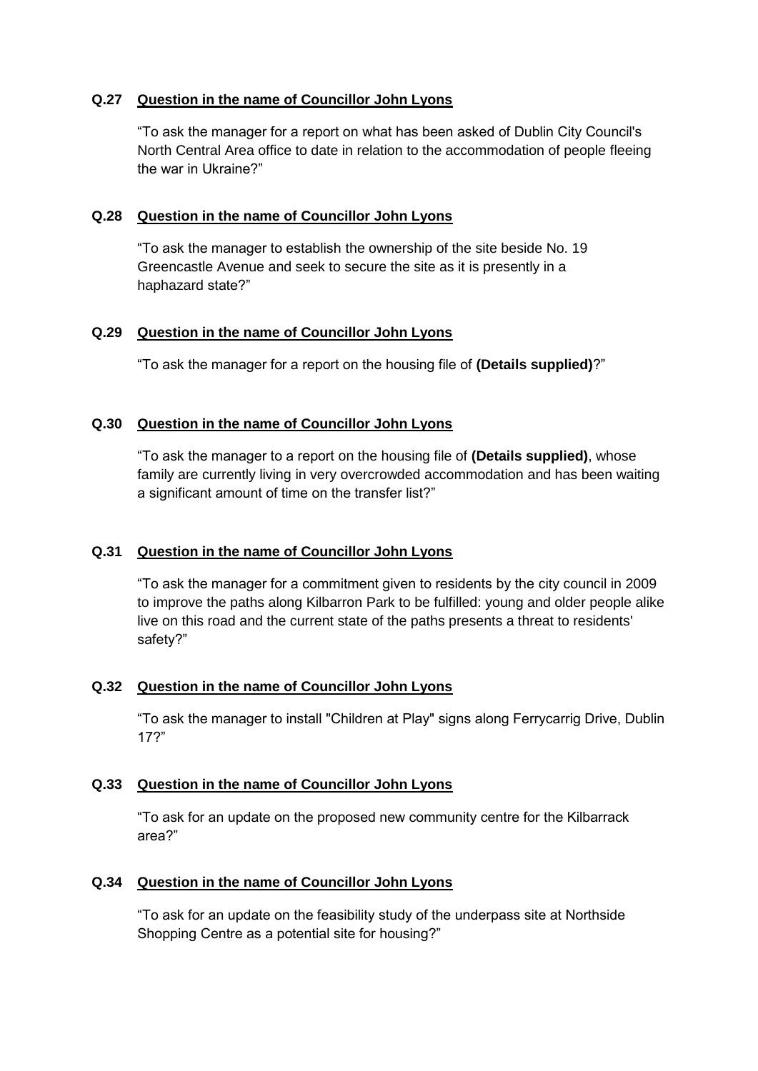**Q.27** **<u>Question in the name of Councillor John Lyons</u>**

"To ask the manager for a report on what has been asked of Dublin City Council's North Central Area office to date in relation to the accommodation of people fleeing the war in Ukraine?"

**Q.28** **<u>Question in the name of Councillor John Lyons</u>**

"To ask the manager to establish the ownership of the site beside No. 19 Greencastle Avenue and seek to secure the site as it is presently in a haphazard state?"

**Q.29** **<u>Question in the name of Councillor John Lyons</u>**

"To ask the manager for a report on the housing file of **(Details supplied)**?"

**Q.30** **<u>Question in the name of Councillor John Lyons</u>**

"To ask the manager to a report on the housing file of **(Details supplied)**, whose family are currently living in very overcrowded accommodation and has been waiting a significant amount of time on the transfer list?"

**Q.31** **<u>Question in the name of Councillor John Lyons</u>**

"To ask the manager for a commitment given to residents by the city council in 2009 to improve the paths along Kilbarron Park to be fulfilled: young and older people alike live on this road and the current state of the paths presents a threat to residents' safety?"

**Q.32** **<u>Question in the name of Councillor John Lyons</u>**

"To ask the manager to install "Children at Play" signs along Ferrycarrig Drive, Dublin 17?"

**Q.33** **<u>Question in the name of Councillor John Lyons</u>**

"To ask for an update on the proposed new community centre for the Kilbarrack area?"

**Q.34** **<u>Question in the name of Councillor John Lyons</u>**

"To ask for an update on the feasibility study of the underpass site at Northside Shopping Centre as a potential site for housing?"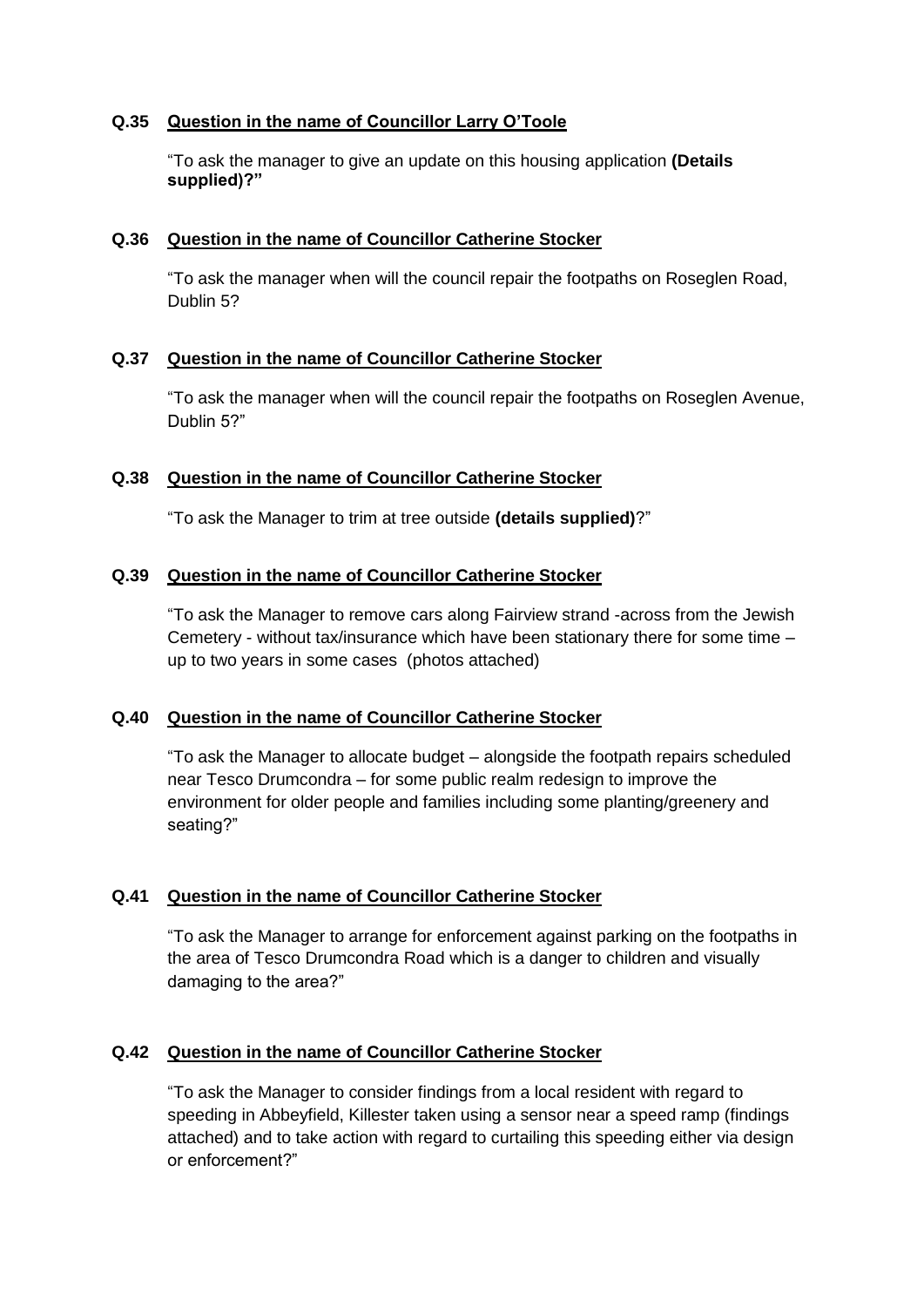**Q.35 Question in the name of Councillor Larry O'Toole**

"To ask the manager to give an update on this housing application **(Details supplied)?"**

**Q.36 Question in the name of Councillor Catherine Stocker**

"To ask the manager when will the council repair the footpaths on Roseglen Road, Dublin 5?

**Q.37 Question in the name of Councillor Catherine Stocker**

"To ask the manager when will the council repair the footpaths on Roseglen Avenue, Dublin 5?"

**Q.38 Question in the name of Councillor Catherine Stocker**

"To ask the Manager to trim at tree outside **(details supplied)**?"

**Q.39 Question in the name of Councillor Catherine Stocker**

"To ask the Manager to remove cars along Fairview strand -across from the Jewish Cemetery - without tax/insurance which have been stationary there for some time – up to two years in some cases (photos attached)

**Q.40 Question in the name of Councillor Catherine Stocker**

"To ask the Manager to allocate budget – alongside the footpath repairs scheduled near Tesco Drumcondra – for some public realm redesign to improve the environment for older people and families including some planting/greenery and seating?"

**Q.41 Question in the name of Councillor Catherine Stocker**

"To ask the Manager to arrange for enforcement against parking on the footpaths in the area of Tesco Drumcondra Road which is a danger to children and visually damaging to the area?"

**Q.42 Question in the name of Councillor Catherine Stocker**

"To ask the Manager to consider findings from a local resident with regard to speeding in Abbeyfield, Killester taken using a sensor near a speed ramp (findings attached) and to take action with regard to curtailing this speeding either via design or enforcement?"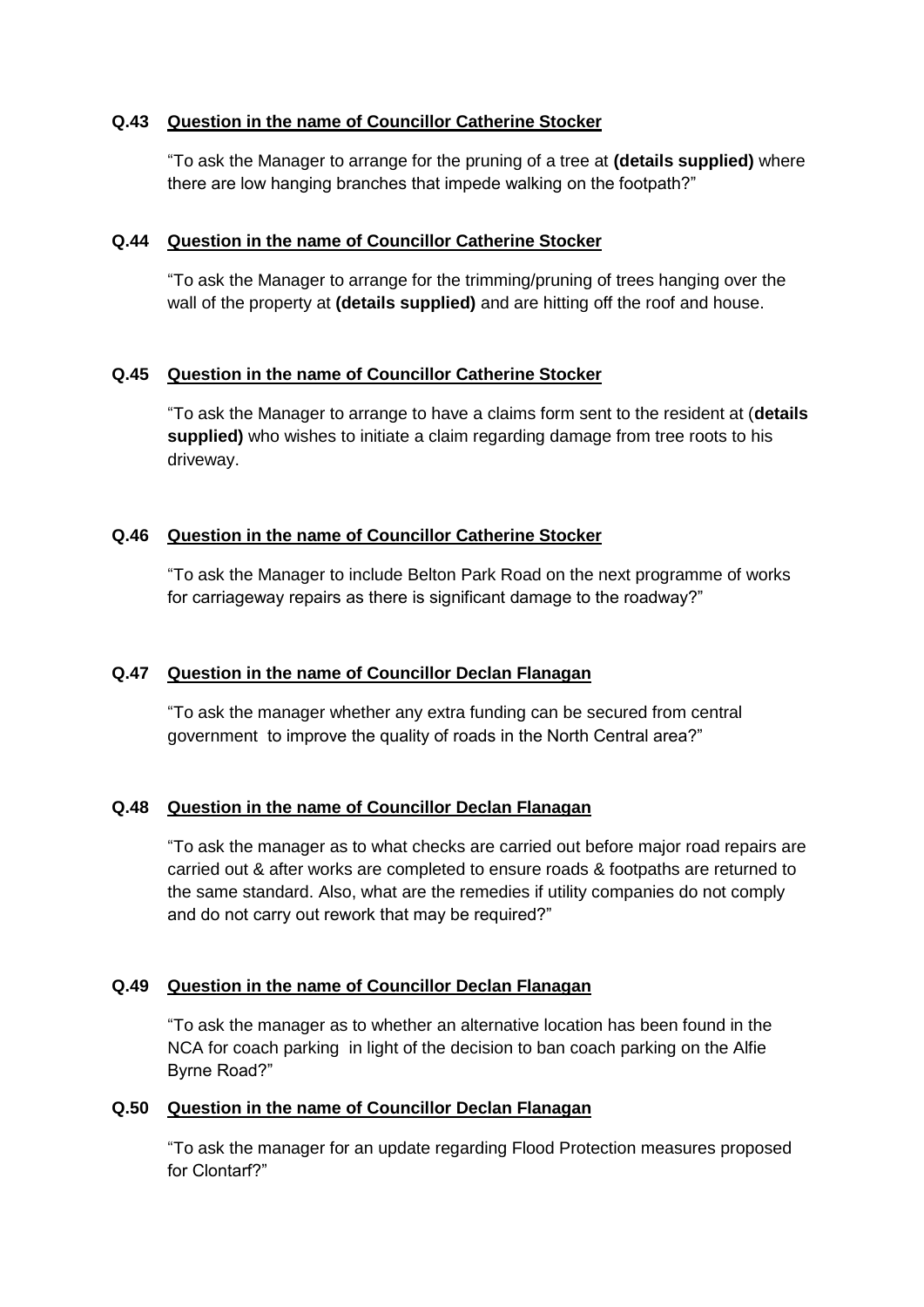**Q.43 Question in the name of Councillor Catherine Stocker**

"To ask the Manager to arrange for the pruning of a tree at **(details supplied)** where there are low hanging branches that impede walking on the footpath?"

**Q.44 Question in the name of Councillor Catherine Stocker**

"To ask the Manager to arrange for the trimming/pruning of trees hanging over the wall of the property at **(details supplied)** and are hitting off the roof and house.

**Q.45 Question in the name of Councillor Catherine Stocker**

"To ask the Manager to arrange to have a claims form sent to the resident at (**details supplied)** who wishes to initiate a claim regarding damage from tree roots to his driveway.

**Q.46 Question in the name of Councillor Catherine Stocker**

"To ask the Manager to include Belton Park Road on the next programme of works for carriageway repairs as there is significant damage to the roadway?"

**Q.47 Question in the name of Councillor Declan Flanagan**

"To ask the manager whether any extra funding can be secured from central government to improve the quality of roads in the North Central area?"

**Q.48 Question in the name of Councillor Declan Flanagan**

"To ask the manager as to what checks are carried out before major road repairs are carried out & after works are completed to ensure roads & footpaths are returned to the same standard. Also, what are the remedies if utility companies do not comply and do not carry out rework that may be required?"

**Q.49 Question in the name of Councillor Declan Flanagan**

"To ask the manager as to whether an alternative location has been found in the NCA for coach parking in light of the decision to ban coach parking on the Alfie Byrne Road?"

**Q.50 Question in the name of Councillor Declan Flanagan**

"To ask the manager for an update regarding Flood Protection measures proposed for Clontarf?"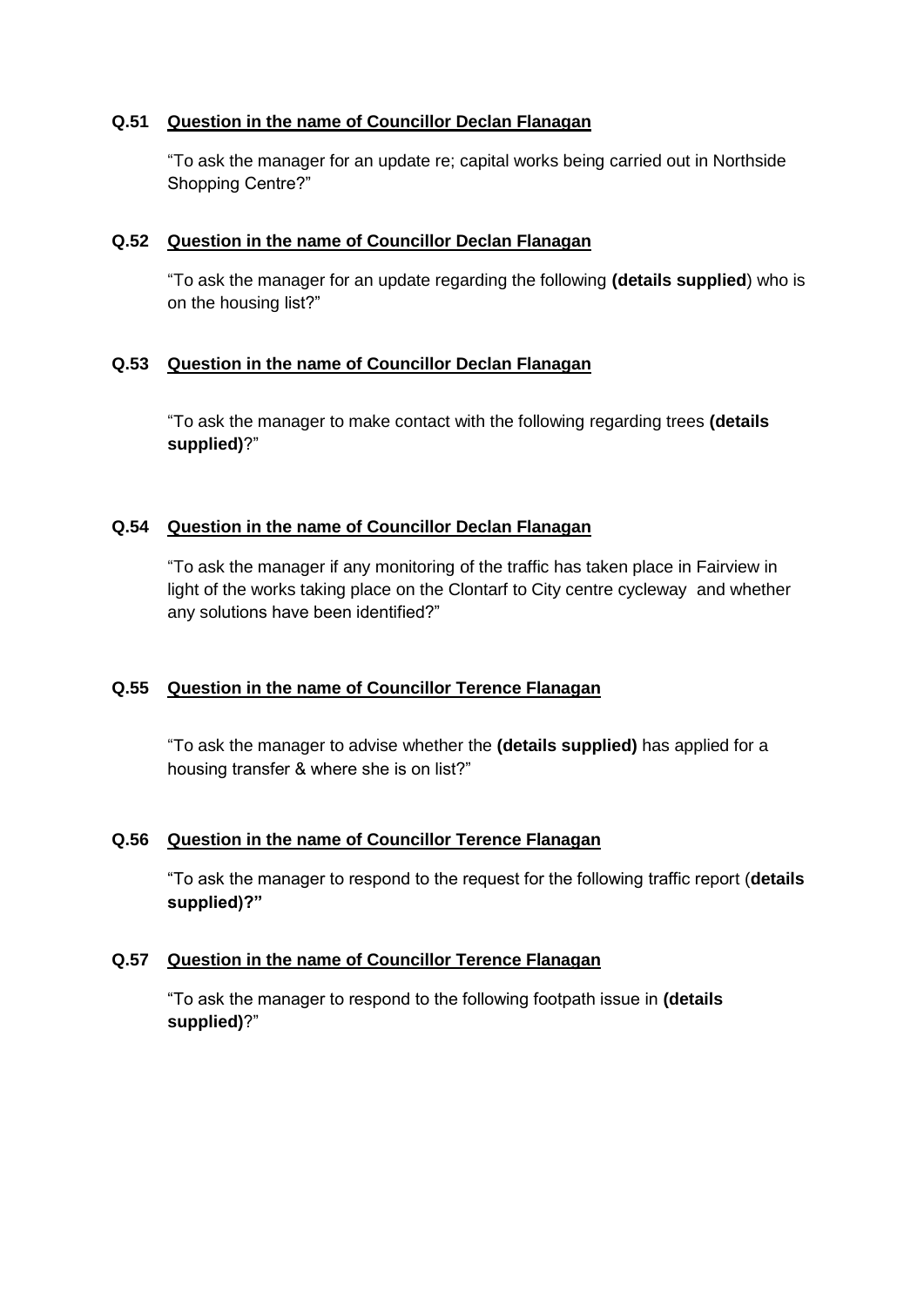**Q.51** **<u>Question in the name of Councillor Declan Flanagan</u>**

"To ask the manager for an update re; capital works being carried out in Northside Shopping Centre?"

**Q.52** **<u>Question in the name of Councillor Declan Flanagan</u>**

"To ask the manager for an update regarding the following **(details supplied**) who is on the housing list?"

**Q.53** **<u>Question in the name of Councillor Declan Flanagan</u>**

"To ask the manager to make contact with the following regarding trees **(details supplied)**?"

**Q.54** **<u>Question in the name of Councillor Declan Flanagan</u>**

"To ask the manager if any monitoring of the traffic has taken place in Fairview in light of the works taking place on the Clontarf to City centre cycleway and whether any solutions have been identified?"

**Q.55** **<u>Question in the name of Councillor Terence Flanagan</u>**

"To ask the manager to advise whether the **(details supplied)** has applied for a housing transfer & where she is on list?"

**Q.56** **<u>Question in the name of Councillor Terence Flanagan</u>**

"To ask the manager to respond to the request for the following traffic report (**details supplied)?"**

**Q.57** **<u>Question in the name of Councillor Terence Flanagan</u>**

"To ask the manager to respond to the following footpath issue in **(details supplied)**?"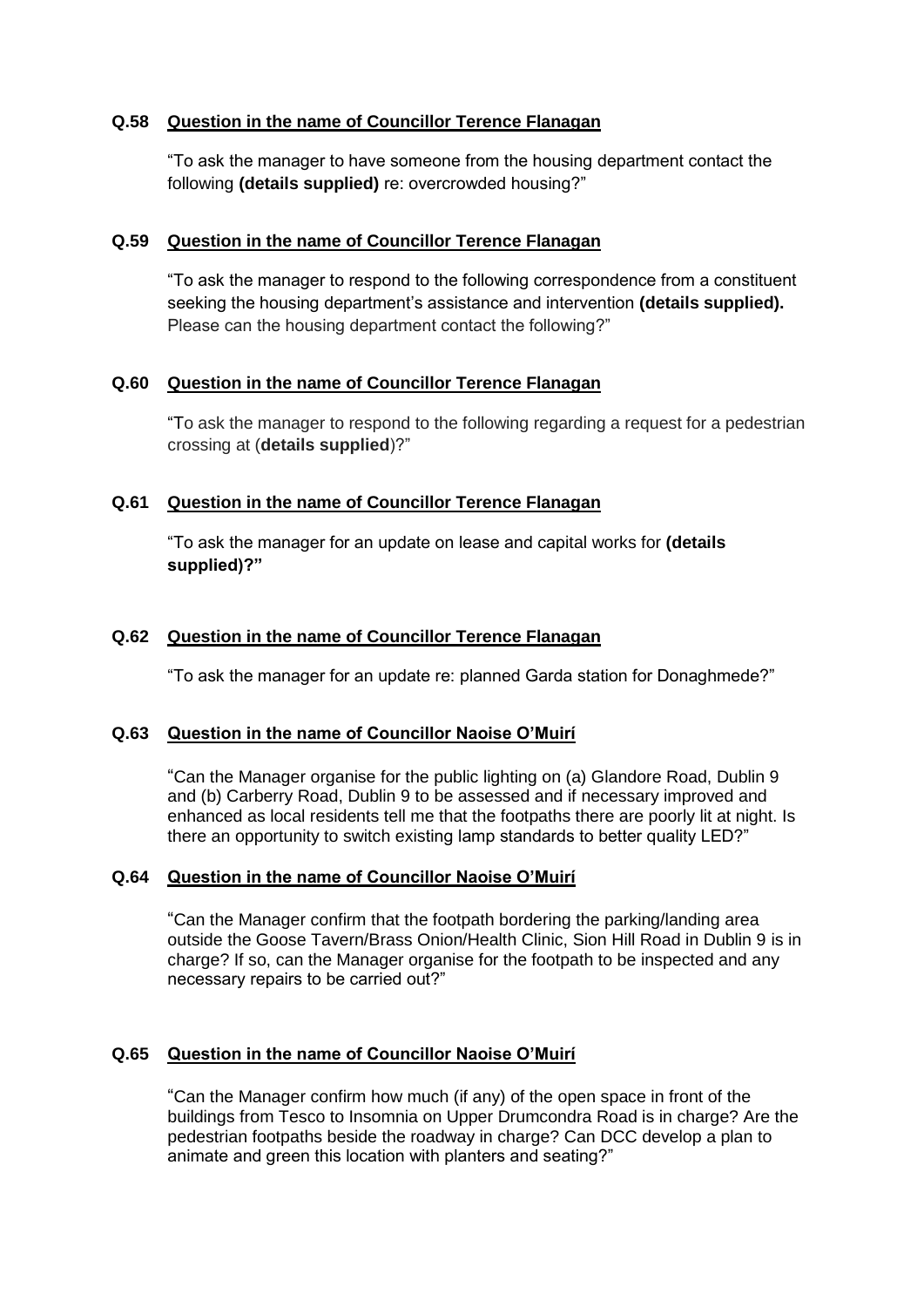**Q.58 Question in the name of Councillor Terence Flanagan**

"To ask the manager to have someone from the housing department contact the following **(details supplied)** re: overcrowded housing?"

**Q.59 Question in the name of Councillor Terence Flanagan**

"To ask the manager to respond to the following correspondence from a constituent seeking the housing department's assistance and intervention **(details supplied).** Please can the housing department contact the following?"

**Q.60 Question in the name of Councillor Terence Flanagan**

"To ask the manager to respond to the following regarding a request for a pedestrian crossing at (**details supplied**)?"

**Q.61 Question in the name of Councillor Terence Flanagan**

"To ask the manager for an update on lease and capital works for **(details supplied)?"**

**Q.62 Question in the name of Councillor Terence Flanagan**

"To ask the manager for an update re: planned Garda station for Donaghmede?"

**Q.63 Question in the name of Councillor Naoise O'Muirí**

"Can the Manager organise for the public lighting on (a) Glandore Road, Dublin 9 and (b) Carberry Road, Dublin 9 to be assessed and if necessary improved and enhanced as local residents tell me that the footpaths there are poorly lit at night. Is there an opportunity to switch existing lamp standards to better quality LED?"

**Q.64 Question in the name of Councillor Naoise O'Muirí**

"Can the Manager confirm that the footpath bordering the parking/landing area outside the Goose Tavern/Brass Onion/Health Clinic, Sion Hill Road in Dublin 9 is in charge? If so, can the Manager organise for the footpath to be inspected and any necessary repairs to be carried out?"

**Q.65 Question in the name of Councillor Naoise O'Muirí**

"Can the Manager confirm how much (if any) of the open space in front of the buildings from Tesco to Insomnia on Upper Drumcondra Road is in charge? Are the pedestrian footpaths beside the roadway in charge? Can DCC develop a plan to animate and green this location with planters and seating?"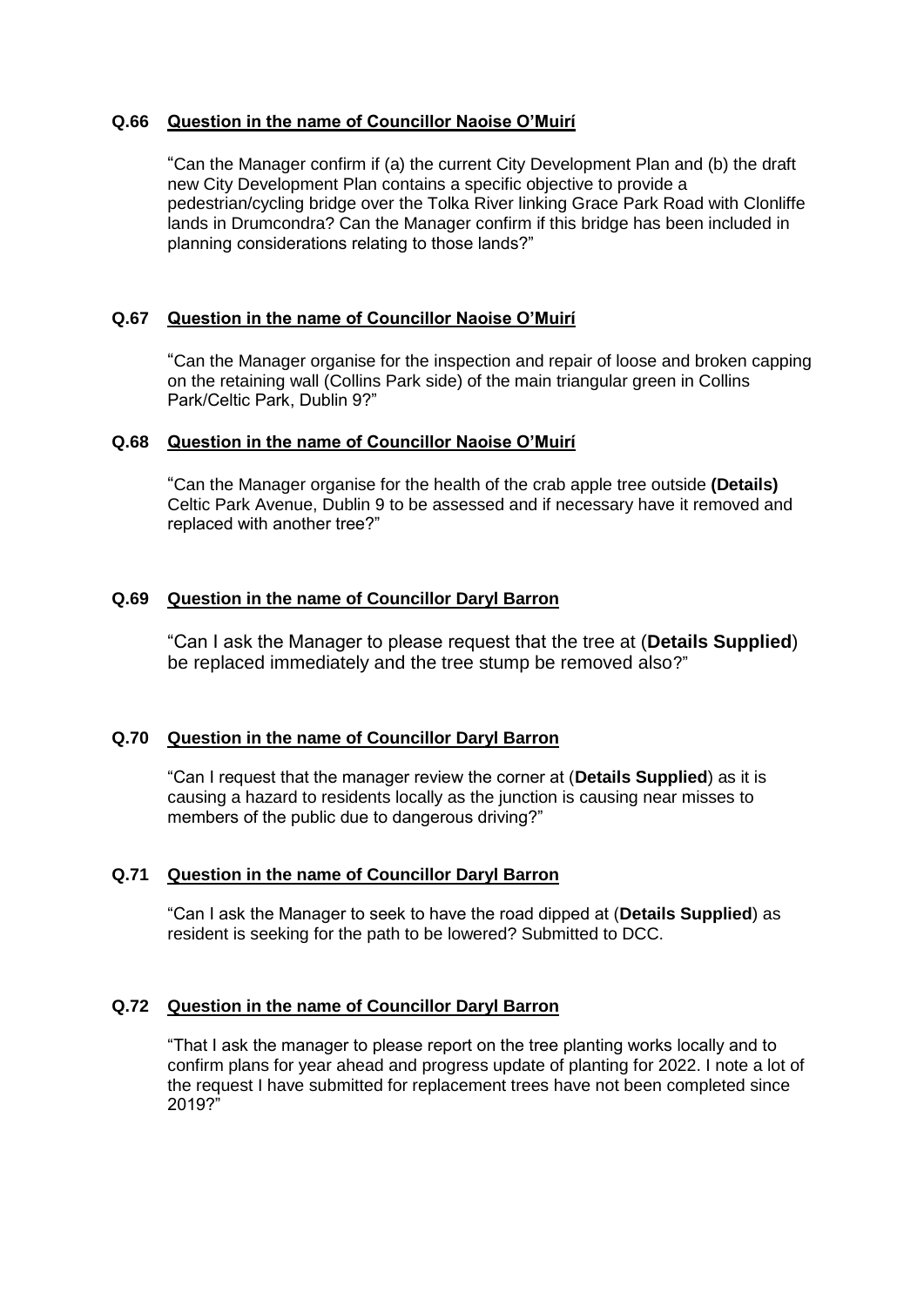**Q.66 Question in the name of Councillor Naoise O'Muirí**

"Can the Manager confirm if (a) the current City Development Plan and (b) the draft new City Development Plan contains a specific objective to provide a pedestrian/cycling bridge over the Tolka River linking Grace Park Road with Clonliffe lands in Drumcondra? Can the Manager confirm if this bridge has been included in planning considerations relating to those lands?"

**Q.67 Question in the name of Councillor Naoise O'Muirí**

"Can the Manager organise for the inspection and repair of loose and broken capping on the retaining wall (Collins Park side) of the main triangular green in Collins Park/Celtic Park, Dublin 9?"

**Q.68 Question in the name of Councillor Naoise O'Muirí**

"Can the Manager organise for the health of the crab apple tree outside **(Details)** Celtic Park Avenue, Dublin 9 to be assessed and if necessary have it removed and replaced with another tree?"

**Q.69 Question in the name of Councillor Daryl Barron**

"Can I ask the Manager to please request that the tree at (**Details Supplied**) be replaced immediately and the tree stump be removed also?"

**Q.70 Question in the name of Councillor Daryl Barron**

"Can I request that the manager review the corner at (**Details Supplied**) as it is causing a hazard to residents locally as the junction is causing near misses to members of the public due to dangerous driving?"

**Q.71 Question in the name of Councillor Daryl Barron**

"Can I ask the Manager to seek to have the road dipped at (**Details Supplied**) as resident is seeking for the path to be lowered? Submitted to DCC.

**Q.72 Question in the name of Councillor Daryl Barron**

"That I ask the manager to please report on the tree planting works locally and to confirm plans for year ahead and progress update of planting for 2022. I note a lot of the request I have submitted for replacement trees have not been completed since 2019?"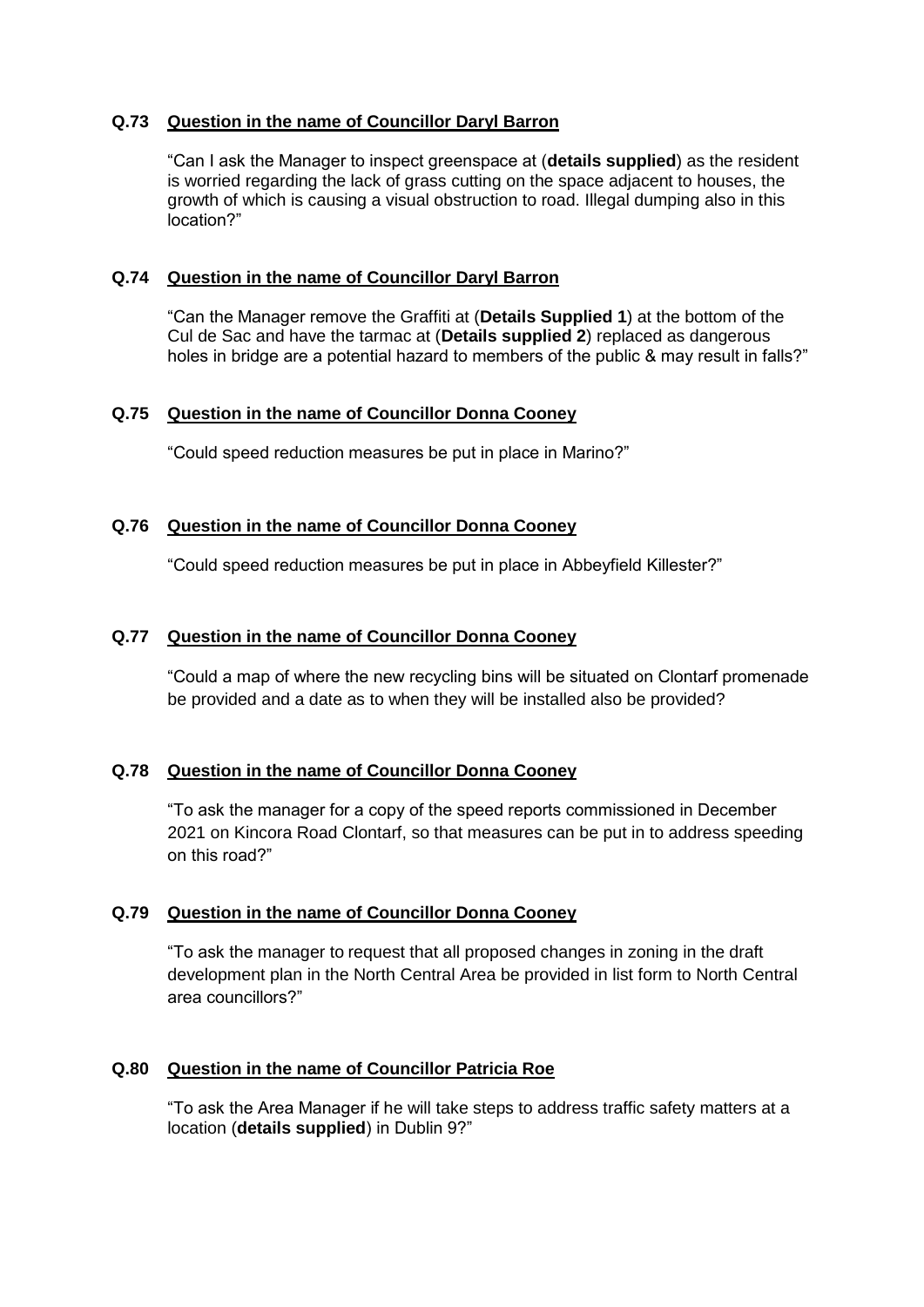**Q.73 Question in the name of Councillor Daryl Barron**

"Can I ask the Manager to inspect greenspace at (**details supplied**) as the resident is worried regarding the lack of grass cutting on the space adjacent to houses, the growth of which is causing a visual obstruction to road. Illegal dumping also in this location?"

**Q.74 Question in the name of Councillor Daryl Barron**

"Can the Manager remove the Graffiti at (**Details Supplied 1**) at the bottom of the Cul de Sac and have the tarmac at (**Details supplied 2**) replaced as dangerous holes in bridge are a potential hazard to members of the public & may result in falls?"

**Q.75 Question in the name of Councillor Donna Cooney**

"Could speed reduction measures be put in place in Marino?"

**Q.76 Question in the name of Councillor Donna Cooney**

"Could speed reduction measures be put in place in Abbeyfield Killester?"

**Q.77 Question in the name of Councillor Donna Cooney**

"Could a map of where the new recycling bins will be situated on Clontarf promenade be provided and a date as to when they will be installed also be provided?

**Q.78 Question in the name of Councillor Donna Cooney**

"To ask the manager for a copy of the speed reports commissioned in December 2021 on Kincora Road Clontarf, so that measures can be put in to address speeding on this road?"

**Q.79 Question in the name of Councillor Donna Cooney**

"To ask the manager to request that all proposed changes in zoning in the draft development plan in the North Central Area be provided in list form to North Central area councillors?"

**Q.80 Question in the name of Councillor Patricia Roe**

"To ask the Area Manager if he will take steps to address traffic safety matters at a location (**details supplied**) in Dublin 9?"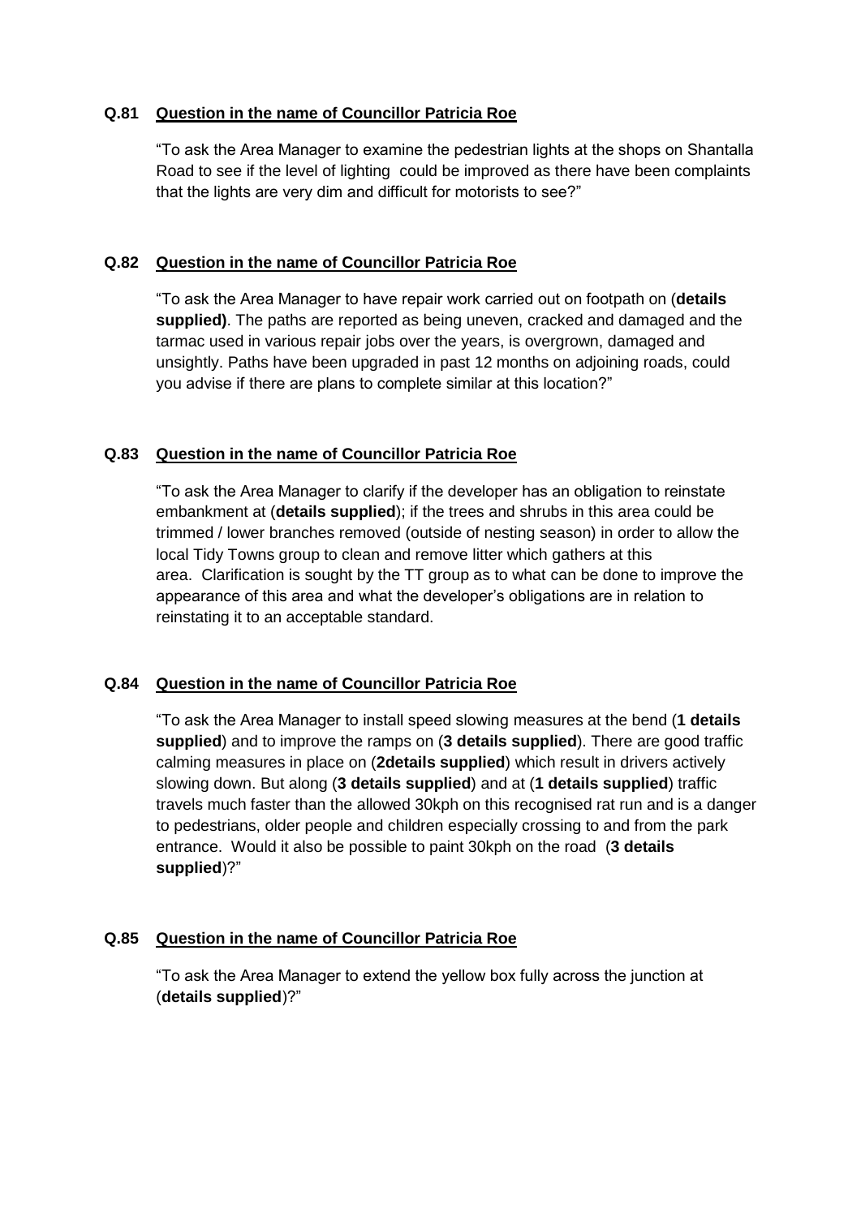**Q.81 Question in the name of Councillor Patricia Roe**

"To ask the Area Manager to examine the pedestrian lights at the shops on Shantalla Road to see if the level of lighting could be improved as there have been complaints that the lights are very dim and difficult for motorists to see?"

**Q.82 Question in the name of Councillor Patricia Roe**

"To ask the Area Manager to have repair work carried out on footpath on (**details supplied)**. The paths are reported as being uneven, cracked and damaged and the tarmac used in various repair jobs over the years, is overgrown, damaged and unsightly. Paths have been upgraded in past 12 months on adjoining roads, could you advise if there are plans to complete similar at this location?"

**Q.83 Question in the name of Councillor Patricia Roe**

"To ask the Area Manager to clarify if the developer has an obligation to reinstate embankment at (**details supplied**); if the trees and shrubs in this area could be trimmed / lower branches removed (outside of nesting season) in order to allow the local Tidy Towns group to clean and remove litter which gathers at this area. Clarification is sought by the TT group as to what can be done to improve the appearance of this area and what the developer's obligations are in relation to reinstating it to an acceptable standard.

**Q.84 Question in the name of Councillor Patricia Roe**

"To ask the Area Manager to install speed slowing measures at the bend (**1 details supplied**) and to improve the ramps on (**3 details supplied**). There are good traffic calming measures in place on (**2details supplied**) which result in drivers actively slowing down. But along (**3 details supplied**) and at (**1 details supplied**) traffic travels much faster than the allowed 30kph on this recognised rat run and is a danger to pedestrians, older people and children especially crossing to and from the park entrance. Would it also be possible to paint 30kph on the road (**3 details supplied**)?"

**Q.85 Question in the name of Councillor Patricia Roe**

"To ask the Area Manager to extend the yellow box fully across the junction at (**details supplied**)?"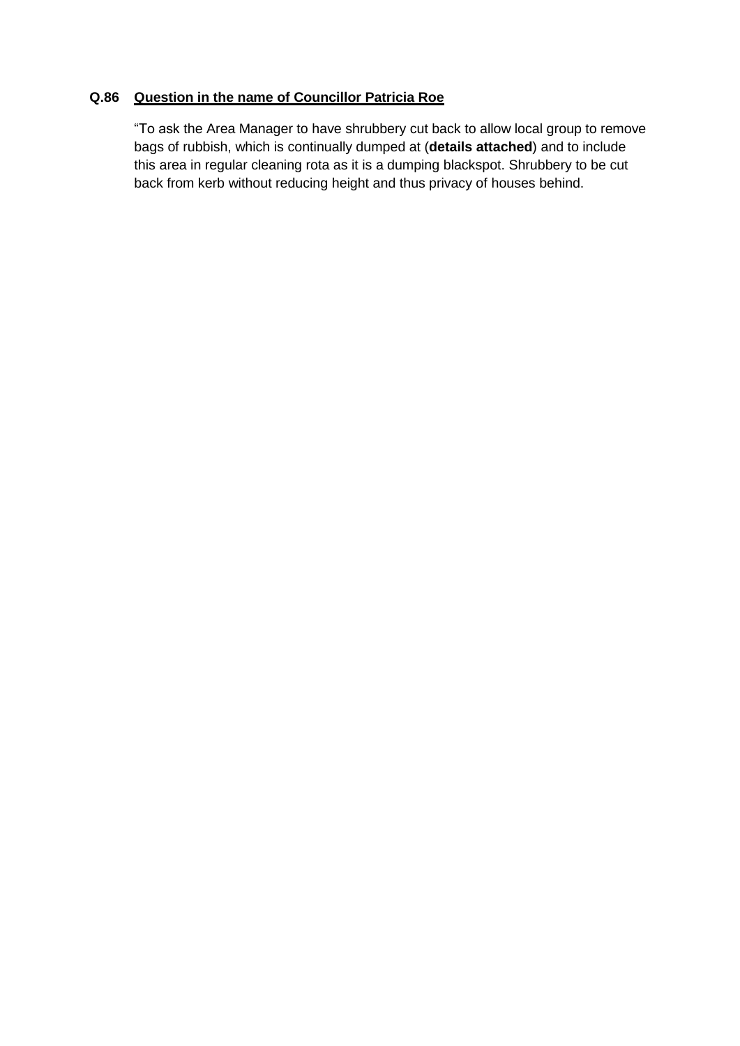**Q.86 Question in the name of Councillor Patricia Roe**

"To ask the Area Manager to have shrubbery cut back to allow local group to remove bags of rubbish, which is continually dumped at (**details attached**) and to include this area in regular cleaning rota as it is a dumping blackspot. Shrubbery to be cut back from kerb without reducing height and thus privacy of houses behind.